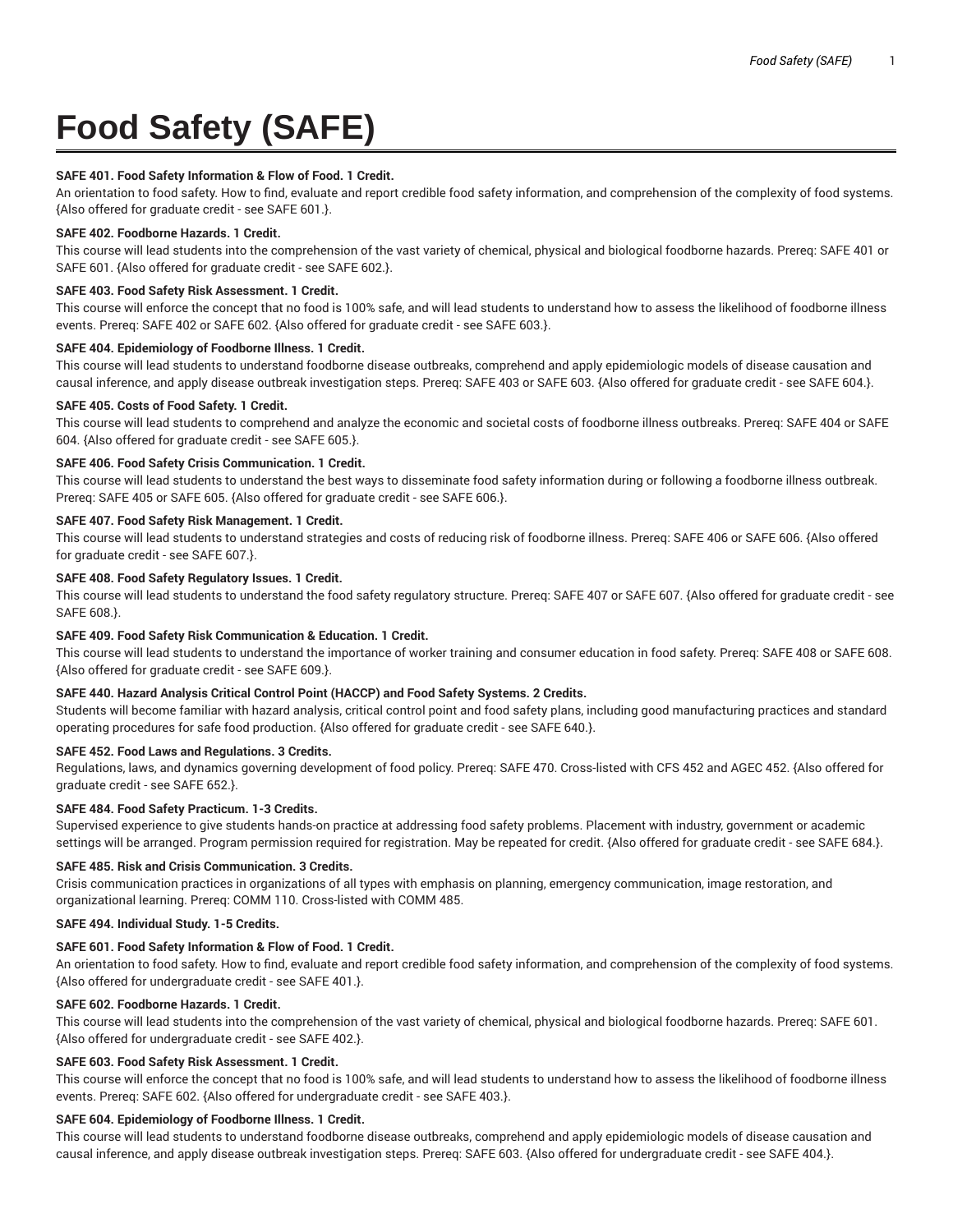# Food Safety (SAFE)

**SAFE 401. Food Safety Information & Flow of Food. 1 Credit.**
An orientation to food safety. How to find, evaluate and report credible food safety information, and comprehension of the complexity of food systems. {Also offered for graduate credit - see SAFE 601.}.

**SAFE 402. Foodborne Hazards. 1 Credit.**
This course will lead students into the comprehension of the vast variety of chemical, physical and biological foodborne hazards. Prereq: SAFE 401 or SAFE 601. {Also offered for graduate credit - see SAFE 602.}.

**SAFE 403. Food Safety Risk Assessment. 1 Credit.**
This course will enforce the concept that no food is 100% safe, and will lead students to understand how to assess the likelihood of foodborne illness events. Prereq: SAFE 402 or SAFE 602. {Also offered for graduate credit - see SAFE 603.}.

**SAFE 404. Epidemiology of Foodborne Illness. 1 Credit.**
This course will lead students to understand foodborne disease outbreaks, comprehend and apply epidemiologic models of disease causation and causal inference, and apply disease outbreak investigation steps. Prereq: SAFE 403 or SAFE 603. {Also offered for graduate credit - see SAFE 604.}.

**SAFE 405. Costs of Food Safety. 1 Credit.**
This course will lead students to comprehend and analyze the economic and societal costs of foodborne illness outbreaks. Prereq: SAFE 404 or SAFE 604. {Also offered for graduate credit - see SAFE 605.}.

**SAFE 406. Food Safety Crisis Communication. 1 Credit.**
This course will lead students to understand the best ways to disseminate food safety information during or following a foodborne illness outbreak. Prereq: SAFE 405 or SAFE 605. {Also offered for graduate credit - see SAFE 606.}.

**SAFE 407. Food Safety Risk Management. 1 Credit.**
This course will lead students to understand strategies and costs of reducing risk of foodborne illness. Prereq: SAFE 406 or SAFE 606. {Also offered for graduate credit - see SAFE 607.}.

**SAFE 408. Food Safety Regulatory Issues. 1 Credit.**
This course will lead students to understand the food safety regulatory structure. Prereq: SAFE 407 or SAFE 607. {Also offered for graduate credit - see SAFE 608.}.

**SAFE 409. Food Safety Risk Communication & Education. 1 Credit.**
This course will lead students to understand the importance of worker training and consumer education in food safety. Prereq: SAFE 408 or SAFE 608. {Also offered for graduate credit - see SAFE 609.}.

**SAFE 440. Hazard Analysis Critical Control Point (HACCP) and Food Safety Systems. 2 Credits.**
Students will become familiar with hazard analysis, critical control point and food safety plans, including good manufacturing practices and standard operating procedures for safe food production. {Also offered for graduate credit - see SAFE 640.}.

**SAFE 452. Food Laws and Regulations. 3 Credits.**
Regulations, laws, and dynamics governing development of food policy. Prereq: SAFE 470. Cross-listed with CFS 452 and AGEC 452. {Also offered for graduate credit - see SAFE 652.}.

**SAFE 484. Food Safety Practicum. 1-3 Credits.**
Supervised experience to give students hands-on practice at addressing food safety problems. Placement with industry, government or academic settings will be arranged. Program permission required for registration. May be repeated for credit. {Also offered for graduate credit - see SAFE 684.}.

**SAFE 485. Risk and Crisis Communication. 3 Credits.**
Crisis communication practices in organizations of all types with emphasis on planning, emergency communication, image restoration, and organizational learning. Prereq: COMM 110. Cross-listed with COMM 485.

**SAFE 494. Individual Study. 1-5 Credits.**

**SAFE 601. Food Safety Information & Flow of Food. 1 Credit.**
An orientation to food safety. How to find, evaluate and report credible food safety information, and comprehension of the complexity of food systems. {Also offered for undergraduate credit - see SAFE 401.}.

**SAFE 602. Foodborne Hazards. 1 Credit.**
This course will lead students into the comprehension of the vast variety of chemical, physical and biological foodborne hazards. Prereq: SAFE 601. {Also offered for undergraduate credit - see SAFE 402.}.

**SAFE 603. Food Safety Risk Assessment. 1 Credit.**
This course will enforce the concept that no food is 100% safe, and will lead students to understand how to assess the likelihood of foodborne illness events. Prereq: SAFE 602. {Also offered for undergraduate credit - see SAFE 403.}.

**SAFE 604. Epidemiology of Foodborne Illness. 1 Credit.**
This course will lead students to understand foodborne disease outbreaks, comprehend and apply epidemiologic models of disease causation and causal inference, and apply disease outbreak investigation steps. Prereq: SAFE 603. {Also offered for undergraduate credit - see SAFE 404.}.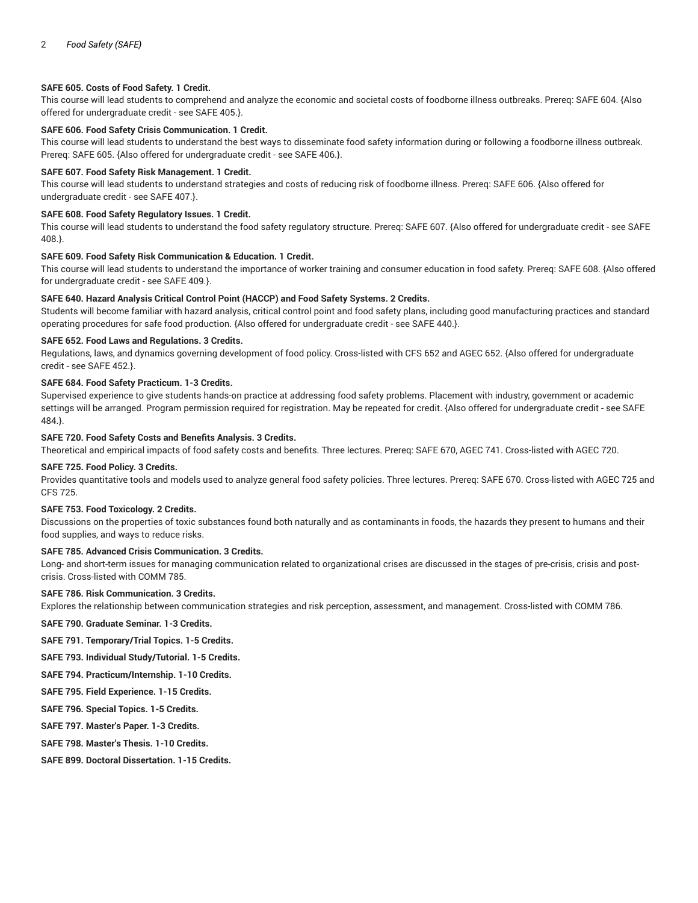**SAFE 605. Costs of Food Safety. 1 Credit.**

This course will lead students to comprehend and analyze the economic and societal costs of foodborne illness outbreaks. Prereq: SAFE 604. {Also offered for undergraduate credit - see SAFE 405.}.

**SAFE 606. Food Safety Crisis Communication. 1 Credit.**

This course will lead students to understand the best ways to disseminate food safety information during or following a foodborne illness outbreak. Prereq: SAFE 605. {Also offered for undergraduate credit - see SAFE 406.}.

**SAFE 607. Food Safety Risk Management. 1 Credit.**

This course will lead students to understand strategies and costs of reducing risk of foodborne illness. Prereq: SAFE 606. {Also offered for undergraduate credit - see SAFE 407.}.

**SAFE 608. Food Safety Regulatory Issues. 1 Credit.**

This course will lead students to understand the food safety regulatory structure. Prereq: SAFE 607. {Also offered for undergraduate credit - see SAFE 408.}.

**SAFE 609. Food Safety Risk Communication & Education. 1 Credit.**

This course will lead students to understand the importance of worker training and consumer education in food safety. Prereq: SAFE 608. {Also offered for undergraduate credit - see SAFE 409.}.

**SAFE 640. Hazard Analysis Critical Control Point (HACCP) and Food Safety Systems. 2 Credits.**

Students will become familiar with hazard analysis, critical control point and food safety plans, including good manufacturing practices and standard operating procedures for safe food production. {Also offered for undergraduate credit - see SAFE 440.}.

**SAFE 652. Food Laws and Regulations. 3 Credits.**

Regulations, laws, and dynamics governing development of food policy. Cross-listed with CFS 652 and AGEC 652. {Also offered for undergraduate credit - see SAFE 452.}.

**SAFE 684. Food Safety Practicum. 1-3 Credits.**

Supervised experience to give students hands-on practice at addressing food safety problems. Placement with industry, government or academic settings will be arranged. Program permission required for registration. May be repeated for credit. {Also offered for undergraduate credit - see SAFE 484.}.

**SAFE 720. Food Safety Costs and Benefits Analysis. 3 Credits.**

Theoretical and empirical impacts of food safety costs and benefits. Three lectures. Prereq: SAFE 670, AGEC 741. Cross-listed with AGEC 720.

**SAFE 725. Food Policy. 3 Credits.**

Provides quantitative tools and models used to analyze general food safety policies. Three lectures. Prereq: SAFE 670. Cross-listed with AGEC 725 and CFS 725.

**SAFE 753. Food Toxicology. 2 Credits.**

Discussions on the properties of toxic substances found both naturally and as contaminants in foods, the hazards they present to humans and their food supplies, and ways to reduce risks.

**SAFE 785. Advanced Crisis Communication. 3 Credits.**

Long- and short-term issues for managing communication related to organizational crises are discussed in the stages of pre-crisis, crisis and post-crisis. Cross-listed with COMM 785.

**SAFE 786. Risk Communication. 3 Credits.**

Explores the relationship between communication strategies and risk perception, assessment, and management. Cross-listed with COMM 786.

**SAFE 790. Graduate Seminar. 1-3 Credits.**

**SAFE 791. Temporary/Trial Topics. 1-5 Credits.**

**SAFE 793. Individual Study/Tutorial. 1-5 Credits.**

**SAFE 794. Practicum/Internship. 1-10 Credits.**

**SAFE 795. Field Experience. 1-15 Credits.**

**SAFE 796. Special Topics. 1-5 Credits.**

**SAFE 797. Master's Paper. 1-3 Credits.**

**SAFE 798. Master's Thesis. 1-10 Credits.**

**SAFE 899. Doctoral Dissertation. 1-15 Credits.**